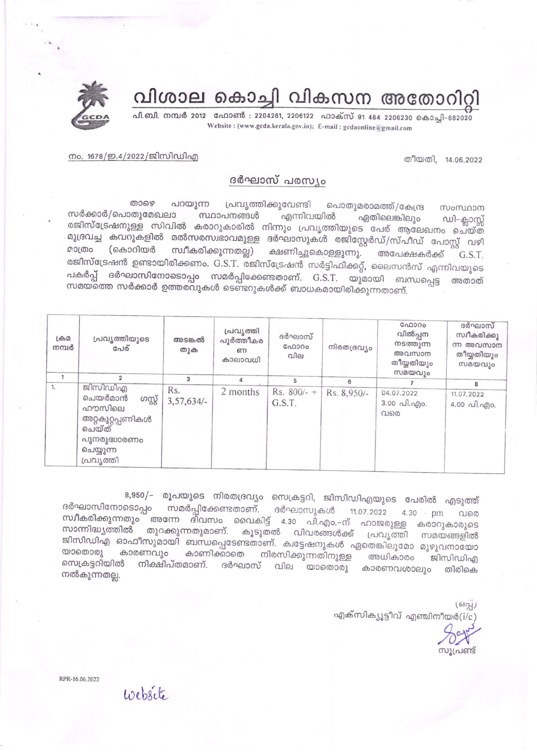# വിശാല കൊച്ചി വികസന അതോറിറ്റി

പി.ബി. നമ്പർ 2012 ഫോൺ : 2204261, 2206122 ഫാക്സ് 91 484 2206230 കൊച്ചി-682020
Website : (www.gcda.kerala.gov.in); E-mail : gcdaonline@gmail.com

നം. 1678/ഇ.4/2022/ജിസിഡിഎ

തീയതി, 14.06.2022

## ദർഘാസ് പരസ്യം

താഴെ പറയുന്ന പ്രവൃത്തിക്കുവേണ്ടി പൊതുമരാമത്ത്/കേന്ദ്ര സംസ്ഥാന സർക്കാർ/പൊതുമേഖലാ സ്ഥാപനങ്ങൾ എന്നിവയിൽ ഏതിലെങ്കിലും ഡി-ക്ലാസ്സ് രജിസ്ട്രേഷനുള്ള സിവിൽ കരാറുകാരിൽ നിന്നും പ്രവൃത്തിയുടെ പേര് ആലേഖനം ചെയ്ത മുദ്രവച്ച കവറുകളിൽ മൽസരസ്വഭാവമുള്ള ദർഘാസുകൾ രജിസ്റ്റേർഡ്/സ്പീഡ് പോസ്റ്റ് വഴി മാത്രം (കൊറിയർ സ്വീകരിക്കുന്നതല്ല) ക്ഷണിച്ചുകൊള്ളുന്നു. അപേക്ഷകർക്ക് G.S.T. രജിസ്ട്രേഷൻ ഉണ്ടായിരിക്കണം. G.S.T. രജിസ്ട്രേഷൻ സർട്ടിഫിക്കറ്റ്, ലൈസൻസ് എന്നിവയുടെ പകർപ്പ് ദർഘാസിനോടൊപ്പം സമർപ്പിക്കേണ്ടതാണ്. G.S.T. യുമായി ബന്ധപ്പെട്ട അതാത് സമയത്തെ സർക്കാർ ഉത്തരവുകൾ ടെണ്ടറുകൾക്ക് ബാധകമായിരിക്കുന്നതാണ്.

| ക്രമ നമ്പർ | പ്രവൃത്തിയുടെ പേര് | അടങ്കൽ തുക | പ്രവൃത്തി പൂർത്തീകരണ കാലാവധി | ദർഘാസ് ഫോറം വില | നിരതദ്രവ്യം | ഫോറം വിൽപ്പന നടത്തുന്ന അവസാന തീയ്യതിയും സമയവും | ദർഘാസ് സ്വീകരിക്കുന്ന അവസാന തീയ്യതിയും സമയവും |
|---|---|---|---|---|---|---|---|
| 1 | 2 | 3 | 4 | 5 | 6 | 7 | 8 |
| 1. | ജിസിഡിഎ ചെയർമാൻ ഗസ്റ്റ് ഹൗസിലെ അറ്റകുറ്റപ്പണികൾ ചെയ്ത് പുനരുദ്ധാരണം ചെയ്യുന്ന പ്രവൃത്തി | Rs. 3,57,634/- | 2 months | Rs. 800/- + G.S.T. | Rs. 8,950/- | 04.07.2022 3.00 പി.എം. വരെ | 11.07.2022 4.00 പി.എം. |

8,950/- രൂപയുടെ നിരതദ്രവ്യം സെക്രട്ടറി, ജിസിഡിഎയുടെ പേരിൽ എടുത്ത് ദർഘാസിനോടൊപ്പം സമർപ്പിക്കേണ്ടതാണ്. ദർഘാസുകൾ 11.07.2022 4.30 pm വരെ സ്വീകരിക്കുന്നതും അന്നേ ദിവസം വൈകിട്ട് 4.30 പി.എം.-ന് ഹാജരുള്ള കരാറുകാരുടെ സാന്നിദ്ധ്യത്തിൽ തുറക്കുന്നതുമാണ്. കൂടുതൽ വിവരങ്ങൾക്ക് പ്രവൃത്തി സമയങ്ങളിൽ ജിസിഡിഎ ഓഫീസുമായി ബന്ധപ്പെടേണ്ടതാണ്. ക്വട്ടേഷനുകൾ ഏതെങ്കിലുമോ മുഴുവനായോ യാതൊരു കാരണവും കാണിക്കാതെ നിരസിക്കുന്നതിനുള്ള അധികാരം ജിസിഡിഎ സെക്രട്ടറിയിൽ നിക്ഷിപ്തമാണ്. ദർഘാസ് വില യാതൊരു കാരണവശാലും തിരികെ നൽകുന്നതല്ല.

(ഒപ്പ്)
എക്സിക്യൂട്ടീവ് എഞ്ചിനീയർ(i/c)

സൂപ്രണ്ട്

RPR-16.06.2022

Website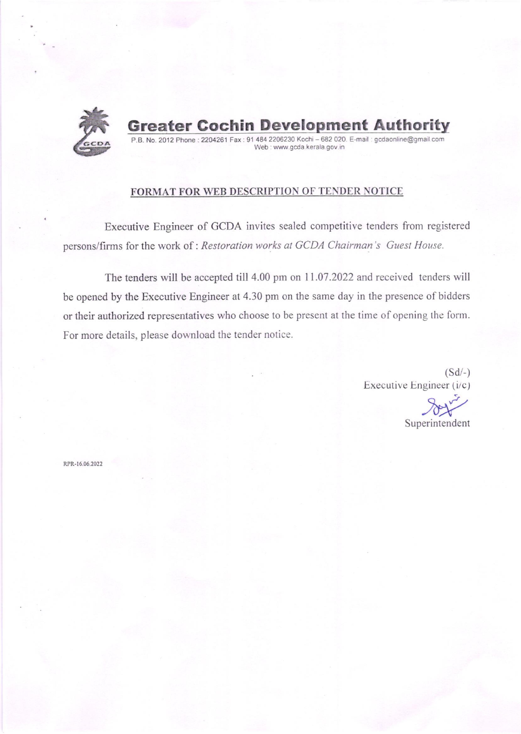# Greater Cochin Development Authority

P.B. No. 2012 Phone : 2204261 Fax : 91 484 2206230 Kochi – 682 020. E-mail : gcdaonline@gmail.com
Web : www.gcda.kerala.gov.in

## FORMAT FOR WEB DESCRIPTION OF TENDER NOTICE

Executive Engineer of GCDA invites sealed competitive tenders from registered persons/firms for the work of : *Restoration works at GCDA Chairman's Guest House.*

The tenders will be accepted till 4.00 pm on 11.07.2022 and received tenders will be opened by the Executive Engineer at 4.30 pm on the same day in the presence of bidders or their authorized representatives who choose to be present at the time of opening the form. For more details, please download the tender notice.

(Sd/-)
Executive Engineer (i/c)

Superintendent

RPR-16.06.2022